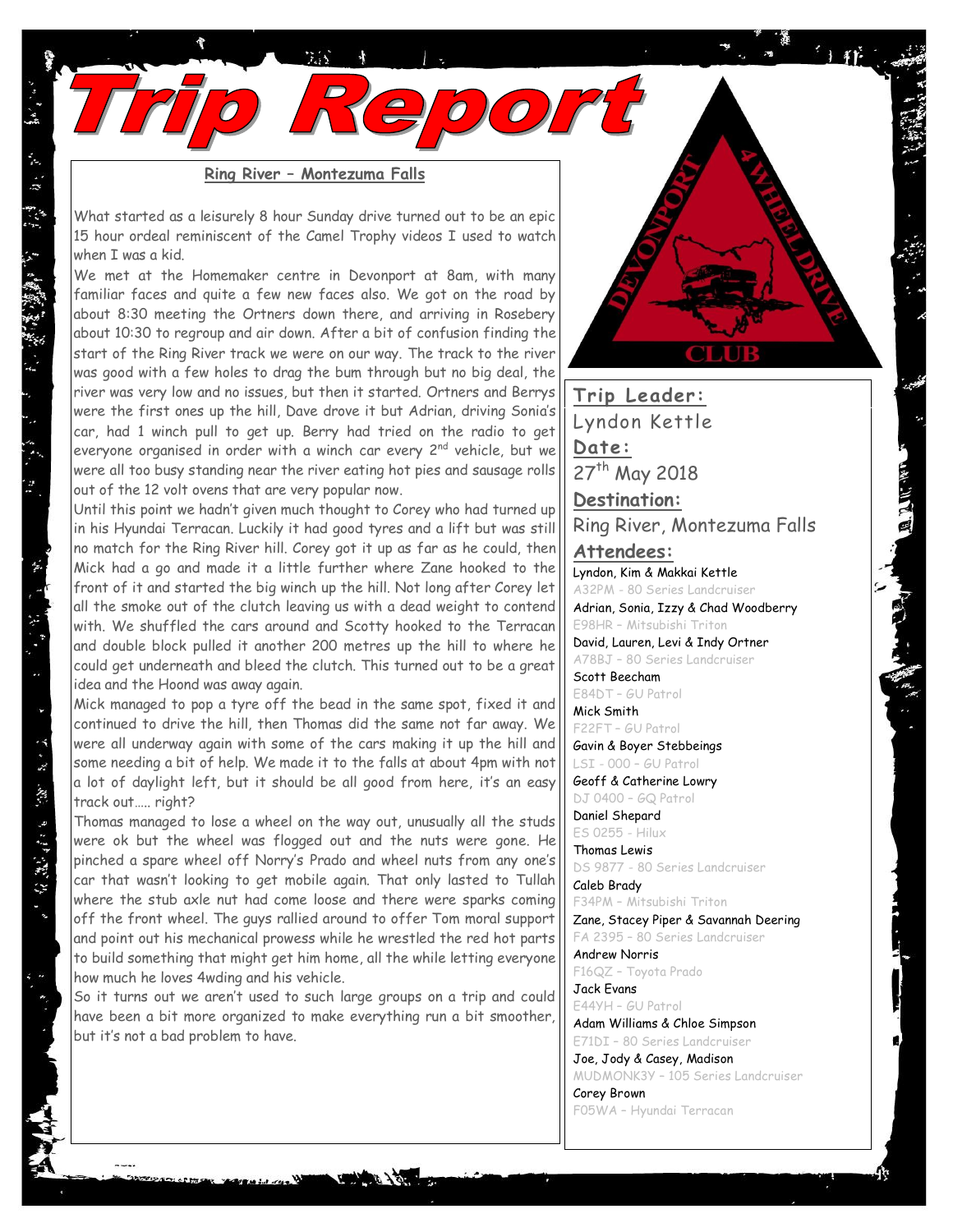# Trip Report

## Ring River – Montezuma Falls

What started as a leisurely 8 hour Sunday drive turned out to be an epic 15 hour ordeal reminiscent of the Camel Trophy videos I used to watch when I was a kid.

We met at the Homemaker centre in Devonport at 8am, with many familiar faces and quite a few new faces also. We got on the road by about 8:30 meeting the Ortners down there, and arriving in Rosebery about 10:30 to regroup and air down. After a bit of confusion finding the start of the Ring River track we were on our way. The track to the river was good with a few holes to drag the bum through but no big deal, the river was very low and no issues, but then it started. Ortners and Berrys were the first ones up the hill, Dave drove it but Adrian, driving Sonia's car, had 1 winch pull to get up. Berry had tried on the radio to get everyone organised in order with a winch car every 2nd vehicle, but we were all too busy standing near the river eating hot pies and sausage rolls out of the 12 volt ovens that are very popular now.

Until this point we hadn't given much thought to Corey who had turned up in his Hyundai Terracan. Luckily it had good tyres and a lift but was still no match for the Ring River hill. Corey got it up as far as he could, then Mick had a go and made it a little further where Zane hooked to the front of it and started the big winch up the hill. Not long after Corey let all the smoke out of the clutch leaving us with a dead weight to contend with. We shuffled the cars around and Scotty hooked to the Terracan and double block pulled it another 200 metres up the hill to where he could get underneath and bleed the clutch. This turned out to be a great idea and the Hoond was away again.

Mick managed to pop a tyre off the bead in the same spot, fixed it and continued to drive the hill, then Thomas did the same not far away. We were all underway again with some of the cars making it up the hill and some needing a bit of help. We made it to the falls at about 4pm with not a lot of daylight left, but it should be all good from here, it's an easy track out….. right?

Thomas managed to lose a wheel on the way out, unusually all the studs were ok but the wheel was flogged out and the nuts were gone. He pinched a spare wheel off Norry's Prado and wheel nuts from any one's car that wasn't looking to get mobile again. That only lasted to Tullah where the stub axle nut had come loose and there were sparks coming off the front wheel. The guys rallied around to offer Tom moral support and point out his mechanical prowess while he wrestled the red hot parts to build something that might get him home, all the while letting everyone how much he loves 4wding and his vehicle.

So it turns out we aren't used to such large groups on a trip and could have been a bit more organized to make everything run a bit smoother, but it's not a bad problem to have.

DEVONPORT 4 WHEEL DRIVE CLUB

**Trip Leader:**
Lyndon Kettle

**Date:**
27th May 2018

**Destination:**
Ring River, Montezuma Falls

**Attendees:**

Lyndon, Kim & Makkai Kettle
A32PM - 80 Series Landcruiser

Adrian, Sonia, Izzy & Chad Woodberry
E98HR – Mitsubishi Triton

David, Lauren, Levi & Indy Ortner
A78BJ – 80 Series Landcruiser

Scott Beecham
E84DT – GU Patrol

Mick Smith
F22FT – GU Patrol

Gavin & Boyer Stebbeings
LSI - 000 – GU Patrol

Geoff & Catherine Lowry
DJ 0400 – GQ Patrol

Daniel Shepard
ES 0255 - Hilux

Thomas Lewis
DS 9877 - 80 Series Landcruiser

Caleb Brady
F34PM – Mitsubishi Triton

Zane, Stacey Piper & Savannah Deering
FA 2395 – 80 Series Landcruiser

Andrew Norris
F16QZ – Toyota Prado

Jack Evans
E44YH – GU Patrol

Adam Williams & Chloe Simpson
E71DI – 80 Series Landcruiser

Joe, Jody & Casey, Madison
MUDMONK3Y – 105 Series Landcruiser

Corey Brown
F05WA – Hyundai Terracan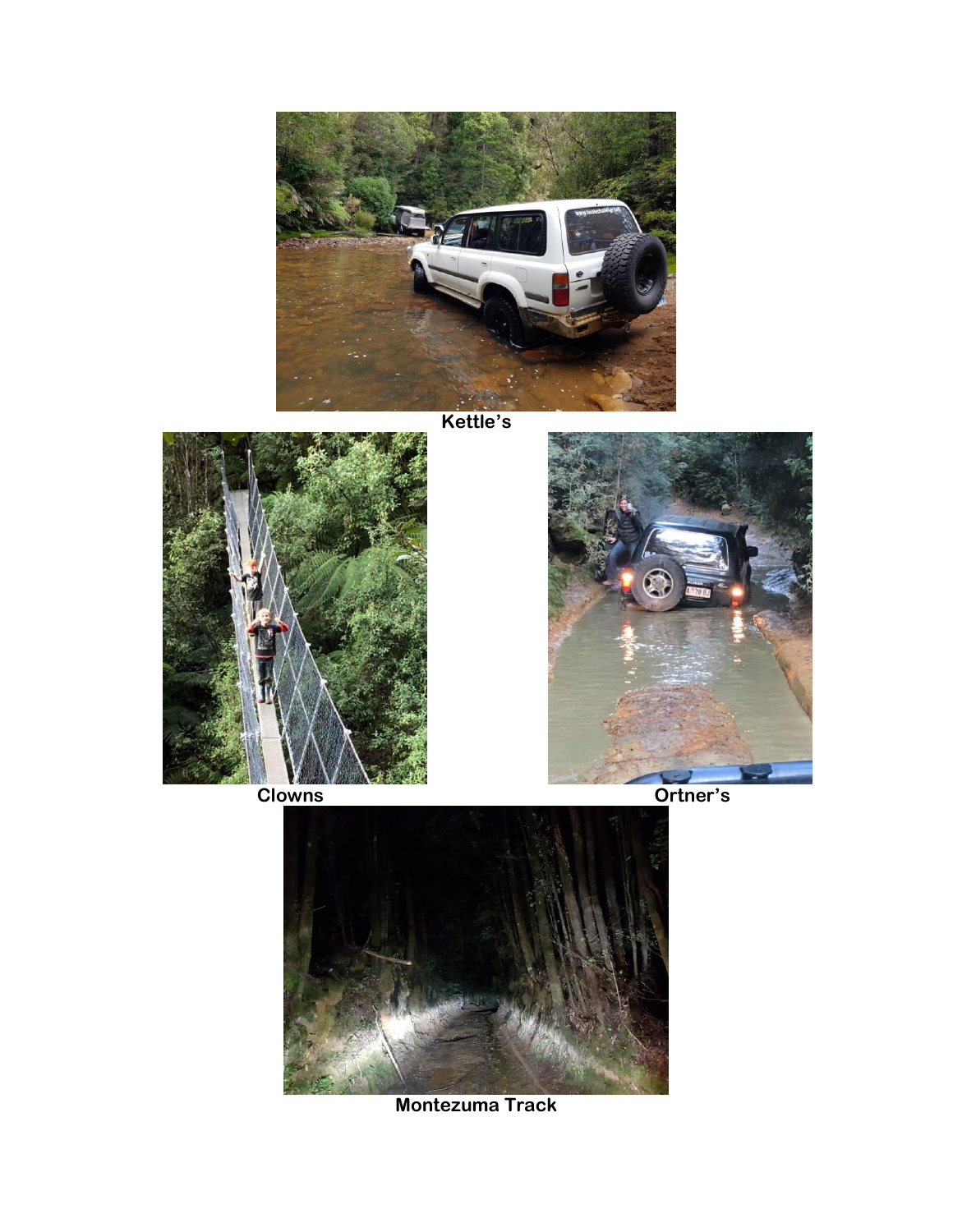Kettle's

Clowns

Ortner's

Montezuma Track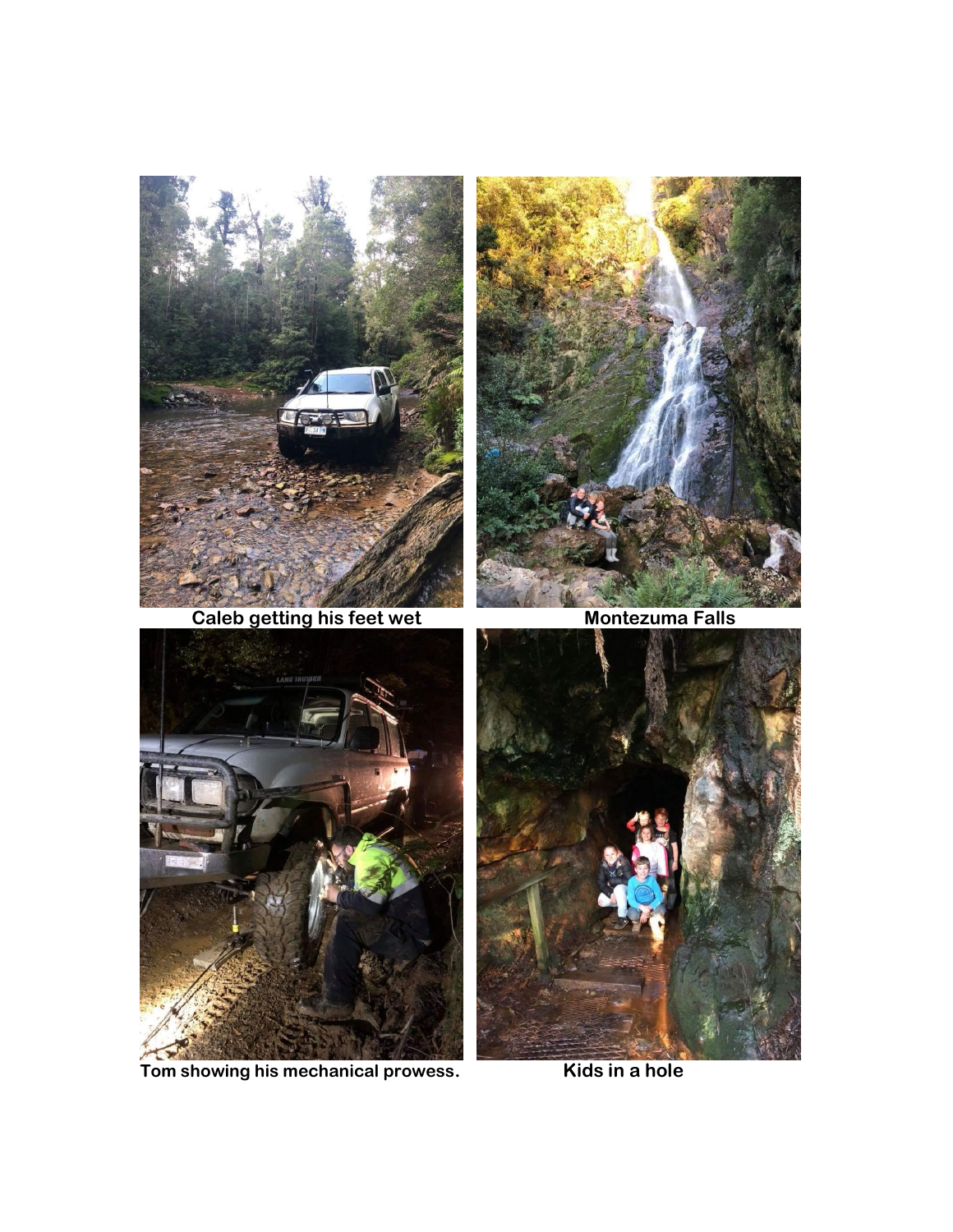Caleb getting his feet wet

Montezuma Falls

Tom showing his mechanical prowess.

Kids in a hole